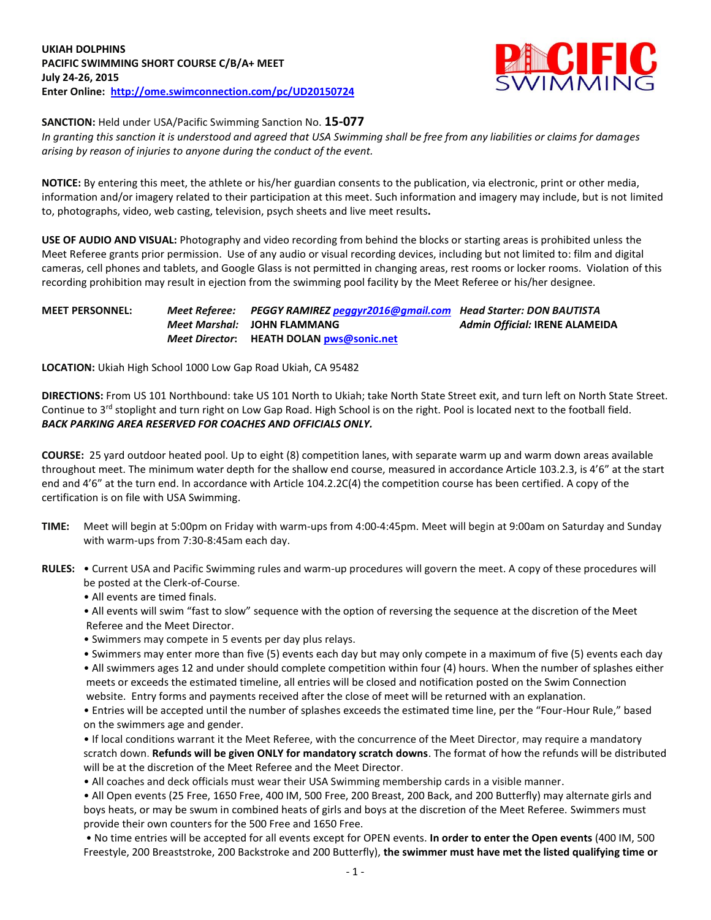**UKIAH DOLPHINS**
**PACIFIC SWIMMING SHORT COURSE C/B/A+ MEET**
**July 24-26, 2015**
**Enter Online: http://ome.swimconnection.com/pc/UD20150724**

**SANCTION:** Held under USA/Pacific Swimming Sanction No. **15-077**
*In granting this sanction it is understood and agreed that USA Swimming shall be free from any liabilities or claims for damages arising by reason of injuries to anyone during the conduct of the event.*

**NOTICE:** By entering this meet, the athlete or his/her guardian consents to the publication, via electronic, print or other media, information and/or imagery related to their participation at this meet. Such information and imagery may include, but is not limited to, photographs, video, web casting, television, psych sheets and live meet results**.**

**USE OF AUDIO AND VISUAL:** Photography and video recording from behind the blocks or starting areas is prohibited unless the Meet Referee grants prior permission. Use of any audio or visual recording devices, including but not limited to: film and digital cameras, cell phones and tablets, and Google Glass is not permitted in changing areas, rest rooms or locker rooms. Violation of this recording prohibition may result in ejection from the swimming pool facility by the Meet Referee or his/her designee.

**MEET PERSONNEL:**
*Meet Referee:* ***PEGGY RAMIREZ*** *peggyr2016@gmail.com*
*Meet Marshal:* **JOHN FLAMMANG**
*Meet Director*: **HEATH DOLAN** pws@sonic.net
*Head Starter:* ***DON BAUTISTA***
*Admin Official:* **IRENE ALAMEIDA**

**LOCATION:** Ukiah High School 1000 Low Gap Road Ukiah, CA 95482

**DIRECTIONS:** From US 101 Northbound: take US 101 North to Ukiah; take North State Street exit, and turn left on North State Street. Continue to 3rd stoplight and turn right on Low Gap Road. High School is on the right. Pool is located next to the football field. ***BACK PARKING AREA RESERVED FOR COACHES AND OFFICIALS ONLY.***

**COURSE:** 25 yard outdoor heated pool. Up to eight (8) competition lanes, with separate warm up and warm down areas available throughout meet. The minimum water depth for the shallow end course, measured in accordance Article 103.2.3, is 4'6" at the start end and 4'6" at the turn end. In accordance with Article 104.2.2C(4) the competition course has been certified. A copy of the certification is on file with USA Swimming.

**TIME:** Meet will begin at 5:00pm on Friday with warm-ups from 4:00-4:45pm. Meet will begin at 9:00am on Saturday and Sunday with warm-ups from 7:30-8:45am each day.

**RULES:**
- Current USA and Pacific Swimming rules and warm-up procedures will govern the meet. A copy of these procedures will be posted at the Clerk-of-Course.
- All events are timed finals.
- All events will swim "fast to slow" sequence with the option of reversing the sequence at the discretion of the Meet Referee and the Meet Director.
- Swimmers may compete in 5 events per day plus relays.
- Swimmers may enter more than five (5) events each day but may only compete in a maximum of five (5) events each day
- All swimmers ages 12 and under should complete competition within four (4) hours. When the number of splashes either meets or exceeds the estimated timeline, all entries will be closed and notification posted on the Swim Connection website. Entry forms and payments received after the close of meet will be returned with an explanation.
- Entries will be accepted until the number of splashes exceeds the estimated time line, per the "Four-Hour Rule," based on the swimmers age and gender.
- If local conditions warrant it the Meet Referee, with the concurrence of the Meet Director, may require a mandatory scratch down. **Refunds will be given ONLY for mandatory scratch downs**. The format of how the refunds will be distributed will be at the discretion of the Meet Referee and the Meet Director.
- All coaches and deck officials must wear their USA Swimming membership cards in a visible manner.
- All Open events (25 Free, 1650 Free, 400 IM, 500 Free, 200 Breast, 200 Back, and 200 Butterfly) may alternate girls and boys heats, or may be swum in combined heats of girls and boys at the discretion of the Meet Referee. Swimmers must provide their own counters for the 500 Free and 1650 Free.
- No time entries will be accepted for all events except for OPEN events. **In order to enter the Open events** (400 IM, 500 Freestyle, 200 Breaststroke, 200 Backstroke and 200 Butterfly), **the swimmer must have met the listed qualifying time or**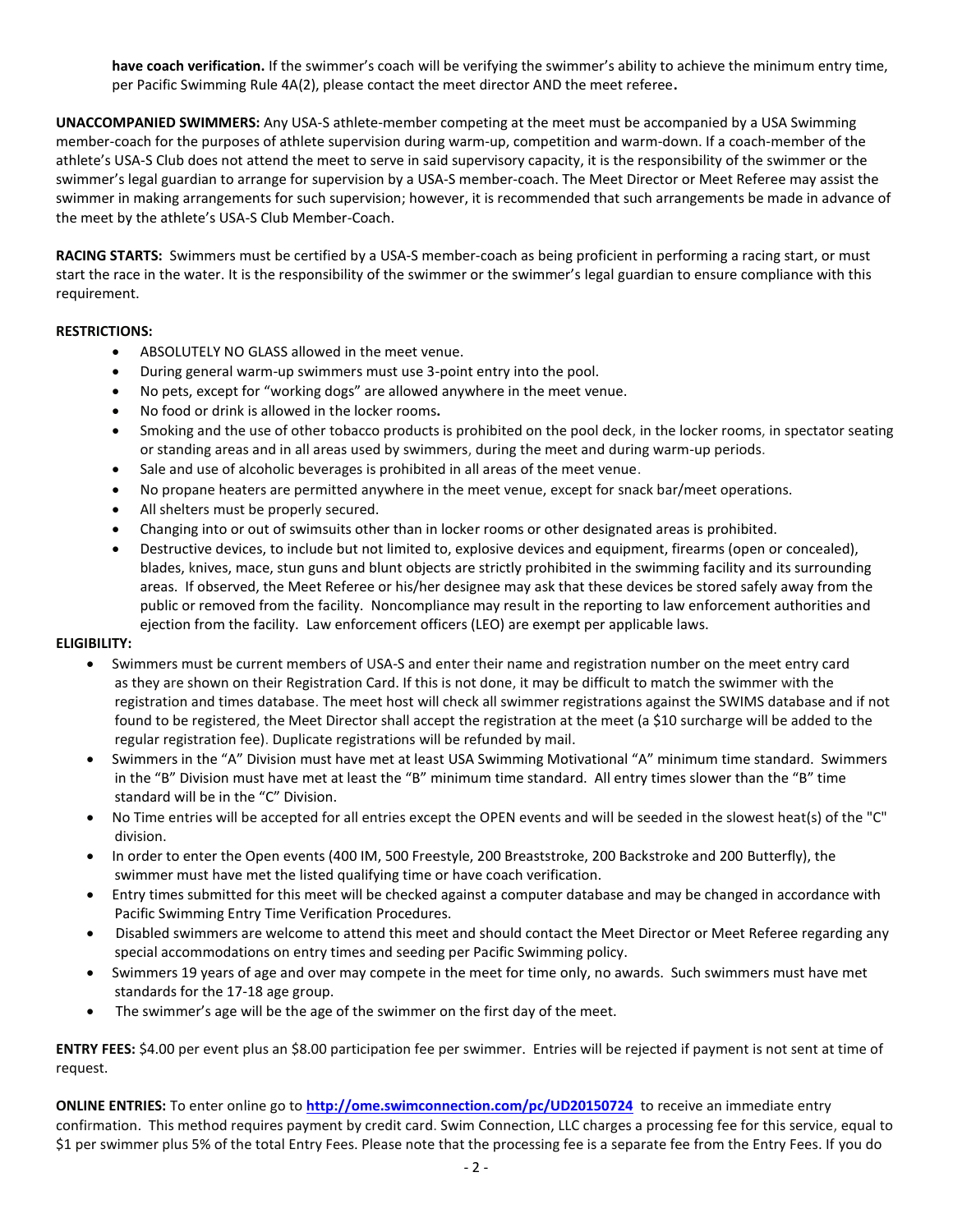**have coach verification.** If the swimmer's coach will be verifying the swimmer's ability to achieve the minimum entry time, per Pacific Swimming Rule 4A(2), please contact the meet director AND the meet referee**.**

**UNACCOMPANIED SWIMMERS:** Any USA-S athlete-member competing at the meet must be accompanied by a USA Swimming member-coach for the purposes of athlete supervision during warm-up, competition and warm-down. If a coach-member of the athlete's USA-S Club does not attend the meet to serve in said supervisory capacity, it is the responsibility of the swimmer or the swimmer's legal guardian to arrange for supervision by a USA-S member-coach. The Meet Director or Meet Referee may assist the swimmer in making arrangements for such supervision; however, it is recommended that such arrangements be made in advance of the meet by the athlete's USA-S Club Member-Coach.

**RACING STARTS:** Swimmers must be certified by a USA-S member-coach as being proficient in performing a racing start, or must start the race in the water. It is the responsibility of the swimmer or the swimmer's legal guardian to ensure compliance with this requirement.

**RESTRICTIONS:**

- ABSOLUTELY NO GLASS allowed in the meet venue.
- During general warm-up swimmers must use 3-point entry into the pool.
- No pets, except for "working dogs" are allowed anywhere in the meet venue.
- No food or drink is allowed in the locker rooms**.**
- Smoking and the use of other tobacco products is prohibited on the pool deck, in the locker rooms, in spectator seating or standing areas and in all areas used by swimmers, during the meet and during warm-up periods.
- Sale and use of alcoholic beverages is prohibited in all areas of the meet venue.
- No propane heaters are permitted anywhere in the meet venue, except for snack bar/meet operations.
- All shelters must be properly secured.
- Changing into or out of swimsuits other than in locker rooms or other designated areas is prohibited.
- Destructive devices, to include but not limited to, explosive devices and equipment, firearms (open or concealed), blades, knives, mace, stun guns and blunt objects are strictly prohibited in the swimming facility and its surrounding areas. If observed, the Meet Referee or his/her designee may ask that these devices be stored safely away from the public or removed from the facility. Noncompliance may result in the reporting to law enforcement authorities and ejection from the facility. Law enforcement officers (LEO) are exempt per applicable laws.

**ELIGIBILITY:**

- Swimmers must be current members of USA-S and enter their name and registration number on the meet entry card as they are shown on their Registration Card. If this is not done, it may be difficult to match the swimmer with the registration and times database. The meet host will check all swimmer registrations against the SWIMS database and if not found to be registered, the Meet Director shall accept the registration at the meet (a $10 surcharge will be added to the regular registration fee). Duplicate registrations will be refunded by mail.
- Swimmers in the "A" Division must have met at least USA Swimming Motivational "A" minimum time standard. Swimmers in the "B" Division must have met at least the "B" minimum time standard. All entry times slower than the "B" time standard will be in the "C" Division.
- No Time entries will be accepted for all entries except the OPEN events and will be seeded in the slowest heat(s) of the "C" division.
- In order to enter the Open events (400 IM, 500 Freestyle, 200 Breaststroke, 200 Backstroke and 200 Butterfly), the swimmer must have met the listed qualifying time or have coach verification.
- Entry times submitted for this meet will be checked against a computer database and may be changed in accordance with Pacific Swimming Entry Time Verification Procedures.
- Disabled swimmers are welcome to attend this meet and should contact the Meet Director or Meet Referee regarding any special accommodations on entry times and seeding per Pacific Swimming policy.
- Swimmers 19 years of age and over may compete in the meet for time only, no awards. Such swimmers must have met standards for the 17-18 age group.
- The swimmer's age will be the age of the swimmer on the first day of the meet.

**ENTRY FEES:** $4.00 per event plus an $8.00 participation fee per swimmer. Entries will be rejected if payment is not sent at time of request.

**ONLINE ENTRIES:** To enter online go to **http://ome.swimconnection.com/pc/UD20150724** to receive an immediate entry confirmation. This method requires payment by credit card. Swim Connection, LLC charges a processing fee for this service, equal to $1 per swimmer plus 5% of the total Entry Fees. Please note that the processing fee is a separate fee from the Entry Fees. If you do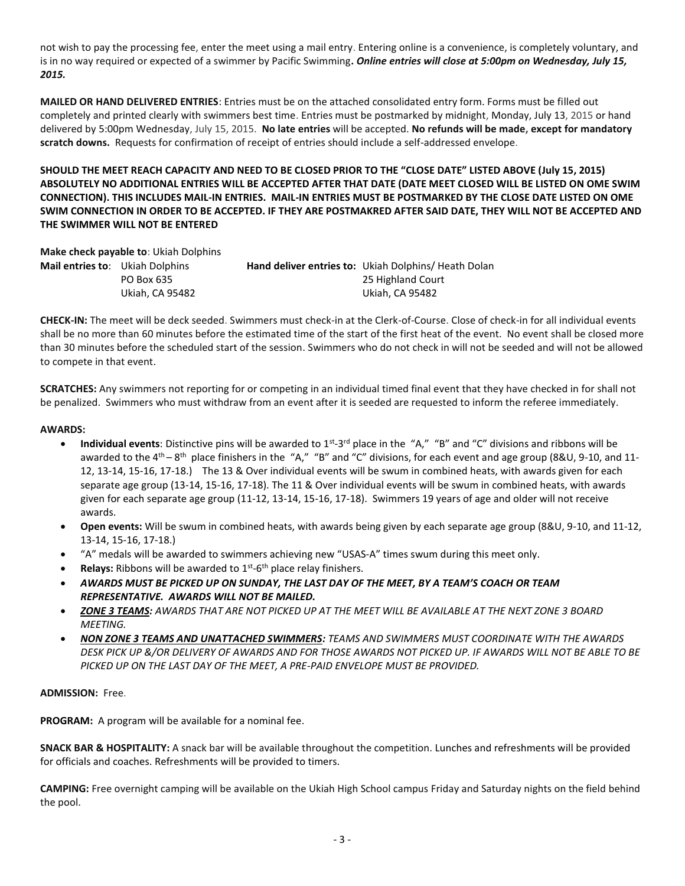not wish to pay the processing fee, enter the meet using a mail entry. Entering online is a convenience, is completely voluntary, and is in no way required or expected of a swimmer by Pacific Swimming**.** ***Online entries will close at 5:00pm on Wednesday, July 15, 2015.***

**MAILED OR HAND DELIVERED ENTRIES**: Entries must be on the attached consolidated entry form. Forms must be filled out completely and printed clearly with swimmers best time. Entries must be postmarked by midnight, Monday, July 13, 2015 or hand delivered by 5:00pm Wednesday, July 15, 2015. **No late entries** will be accepted. **No refunds will be made, except for mandatory scratch downs.** Requests for confirmation of receipt of entries should include a self-addressed envelope.

**SHOULD THE MEET REACH CAPACITY AND NEED TO BE CLOSED PRIOR TO THE "CLOSE DATE" LISTED ABOVE (July 15, 2015) ABSOLUTELY NO ADDITIONAL ENTRIES WILL BE ACCEPTED AFTER THAT DATE (DATE MEET CLOSED WILL BE LISTED ON OME SWIM CONNECTION). THIS INCLUDES MAIL-IN ENTRIES. MAIL-IN ENTRIES MUST BE POSTMARKED BY THE CLOSE DATE LISTED ON OME SWIM CONNECTION IN ORDER TO BE ACCEPTED. IF THEY ARE POSTMAKRED AFTER SAID DATE, THEY WILL NOT BE ACCEPTED AND THE SWIMMER WILL NOT BE ENTERED**

**Make check payable to**: Ukiah Dolphins

**Mail entries to**: Ukiah Dolphins
PO Box 635
Ukiah, CA 95482

**Hand deliver entries to:** Ukiah Dolphins/ Heath Dolan
25 Highland Court
Ukiah, CA 95482

**CHECK-IN:** The meet will be deck seeded. Swimmers must check-in at the Clerk-of-Course. Close of check-in for all individual events shall be no more than 60 minutes before the estimated time of the start of the first heat of the event. No event shall be closed more than 30 minutes before the scheduled start of the session. Swimmers who do not check in will not be seeded and will not be allowed to compete in that event.

**SCRATCHES:** Any swimmers not reporting for or competing in an individual timed final event that they have checked in for shall not be penalized. Swimmers who must withdraw from an event after it is seeded are requested to inform the referee immediately.

**AWARDS:**

- **Individual events**: Distinctive pins will be awarded to 1st-3rd place in the "A," "B" and "C" divisions and ribbons will be awarded to the 4th – 8th place finishers in the "A," "B" and "C" divisions, for each event and age group (8&U, 9-10, and 11-12, 13-14, 15-16, 17-18.) The 13 & Over individual events will be swum in combined heats, with awards given for each separate age group (13-14, 15-16, 17-18). The 11 & Over individual events will be swum in combined heats, with awards given for each separate age group (11-12, 13-14, 15-16, 17-18). Swimmers 19 years of age and older will not receive awards.
- **Open events:** Will be swum in combined heats, with awards being given by each separate age group (8&U, 9-10, and 11-12, 13-14, 15-16, 17-18.)
- "A" medals will be awarded to swimmers achieving new "USAS-A" times swum during this meet only.
- **Relays:** Ribbons will be awarded to 1st-6th place relay finishers.
- ***AWARDS MUST BE PICKED UP ON SUNDAY, THE LAST DAY OF THE MEET, BY A TEAM'S COACH OR TEAM REPRESENTATIVE. AWARDS WILL NOT BE MAILED.***
- ***ZONE 3 TEAMS:** AWARDS THAT ARE NOT PICKED UP AT THE MEET WILL BE AVAILABLE AT THE NEXT ZONE 3 BOARD MEETING.*
- ***NON ZONE 3 TEAMS AND UNATTACHED SWIMMERS:** TEAMS AND SWIMMERS MUST COORDINATE WITH THE AWARDS DESK PICK UP &/OR DELIVERY OF AWARDS AND FOR THOSE AWARDS NOT PICKED UP. IF AWARDS WILL NOT BE ABLE TO BE PICKED UP ON THE LAST DAY OF THE MEET, A PRE-PAID ENVELOPE MUST BE PROVIDED.*

**ADMISSION:** Free.

**PROGRAM:** A program will be available for a nominal fee.

**SNACK BAR & HOSPITALITY:** A snack bar will be available throughout the competition. Lunches and refreshments will be provided for officials and coaches. Refreshments will be provided to timers.

**CAMPING:** Free overnight camping will be available on the Ukiah High School campus Friday and Saturday nights on the field behind the pool.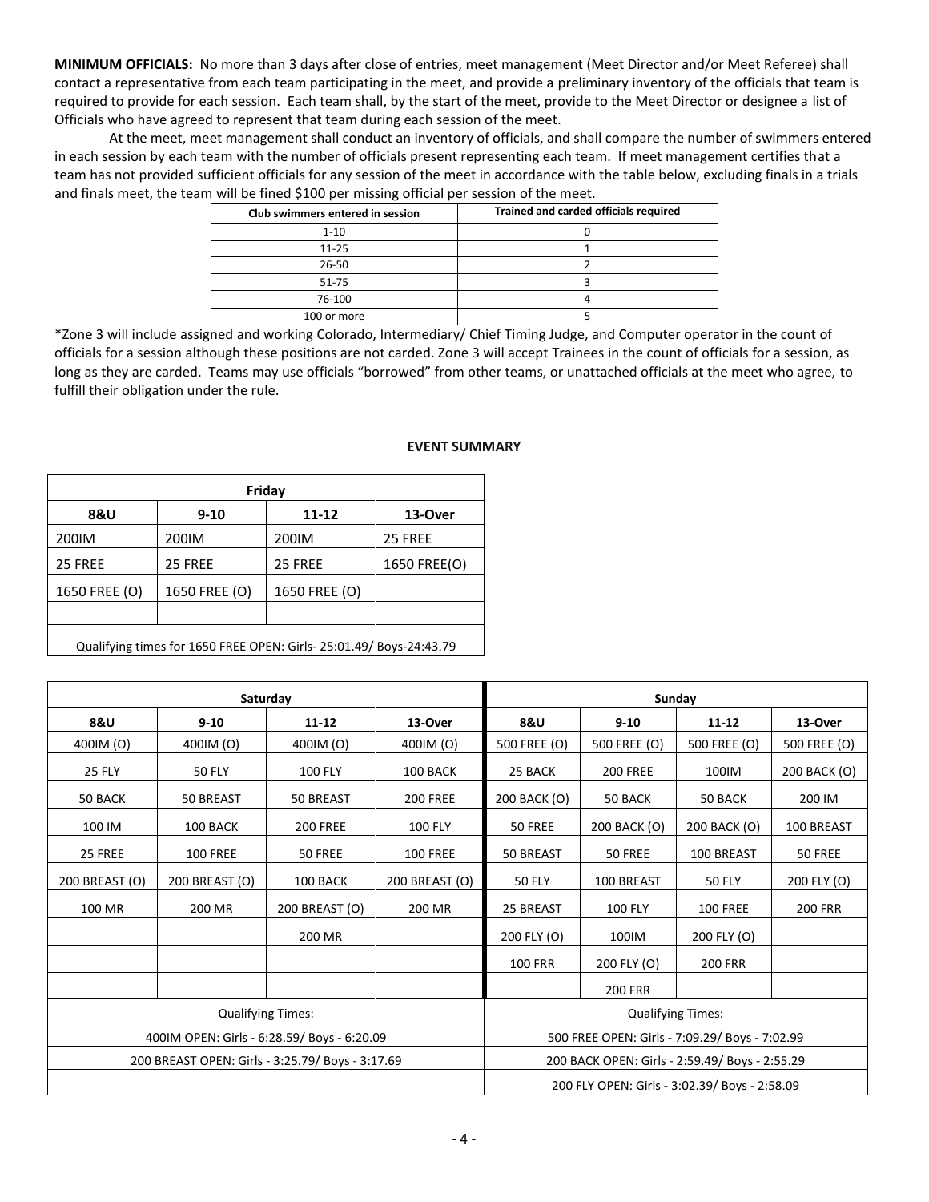**MINIMUM OFFICIALS:** No more than 3 days after close of entries, meet management (Meet Director and/or Meet Referee) shall contact a representative from each team participating in the meet, and provide a preliminary inventory of the officials that team is required to provide for each session. Each team shall, by the start of the meet, provide to the Meet Director or designee a list of Officials who have agreed to represent that team during each session of the meet.

At the meet, meet management shall conduct an inventory of officials, and shall compare the number of swimmers entered in each session by each team with the number of officials present representing each team. If meet management certifies that a team has not provided sufficient officials for any session of the meet in accordance with the table below, excluding finals in a trials and finals meet, the team will be fined $100 per missing official per session of the meet.

| Club swimmers entered in session | Trained and carded officials required |
|---|---|
| 1-10 | 0 |
| 11-25 | 1 |
| 26-50 | 2 |
| 51-75 | 3 |
| 76-100 | 4 |
| 100 or more | 5 |

*Zone 3 will include assigned and working Colorado, Intermediary/ Chief Timing Judge, and Computer operator in the count of officials for a session although these positions are not carded. Zone 3 will accept Trainees in the count of officials for a session, as long as they are carded. Teams may use officials "borrowed" from other teams, or unattached officials at the meet who agree, to fulfill their obligation under the rule.

**EVENT SUMMARY**

| Friday | | | |
|---|---|---|---|
| **8&U** | **9-10** | **11-12** | **13-Over** |
| 200IM | 200IM | 200IM | 25 FREE |
| 25 FREE | 25 FREE | 25 FREE | 1650 FREE(O) |
| 1650 FREE (O) | 1650 FREE (O) | 1650 FREE (O) | |
| | | | |
| Qualifying times for 1650 FREE OPEN: Girls- 25:01.49/ Boys-24:43.79 | | | |

| Saturday | | | | Sunday | | | |
|---|---|---|---|---|---|---|---|
| **8&U** | **9-10** | **11-12** | **13-Over** | **8&U** | **9-10** | **11-12** | **13-Over** |
| 400IM (O) | 400IM (O) | 400IM (O) | 400IM (O) | 500 FREE (O) | 500 FREE (O) | 500 FREE (O) | 500 FREE (O) |
| 25 FLY | 50 FLY | 100 FLY | 100 BACK | 25 BACK | 200 FREE | 100IM | 200 BACK (O) |
| 50 BACK | 50 BREAST | 50 BREAST | 200 FREE | 200 BACK (O) | 50 BACK | 50 BACK | 200 IM |
| 100 IM | 100 BACK | 200 FREE | 100 FLY | 50 FREE | 200 BACK (O) | 200 BACK (O) | 100 BREAST |
| 25 FREE | 100 FREE | 50 FREE | 100 FREE | 50 BREAST | 50 FREE | 100 BREAST | 50 FREE |
| 200 BREAST (O) | 200 BREAST (O) | 100 BACK | 200 BREAST (O) | 50 FLY | 100 BREAST | 50 FLY | 200 FLY (O) |
| 100 MR | 200 MR | 200 BREAST (O) | 200 MR | 25 BREAST | 100 FLY | 100 FREE | 200 FRR |
| | | 200 MR | | 200 FLY (O) | 100IM | 200 FLY (O) | |
| | | | | 100 FRR | 200 FLY (O) | 200 FRR | |
| | | | | | 200 FRR | | |
| Qualifying Times: | | | | Qualifying Times: | | | |
| 400IM OPEN: Girls - 6:28.59/ Boys - 6:20.09 | | | | 500 FREE OPEN: Girls - 7:09.29/ Boys - 7:02.99 | | | |
| 200 BREAST OPEN: Girls - 3:25.79/ Boys - 3:17.69 | | | | 200 BACK OPEN: Girls - 2:59.49/ Boys - 2:55.29 | | | |
| | | | | 200 FLY OPEN: Girls - 3:02.39/ Boys - 2:58.09 | | | |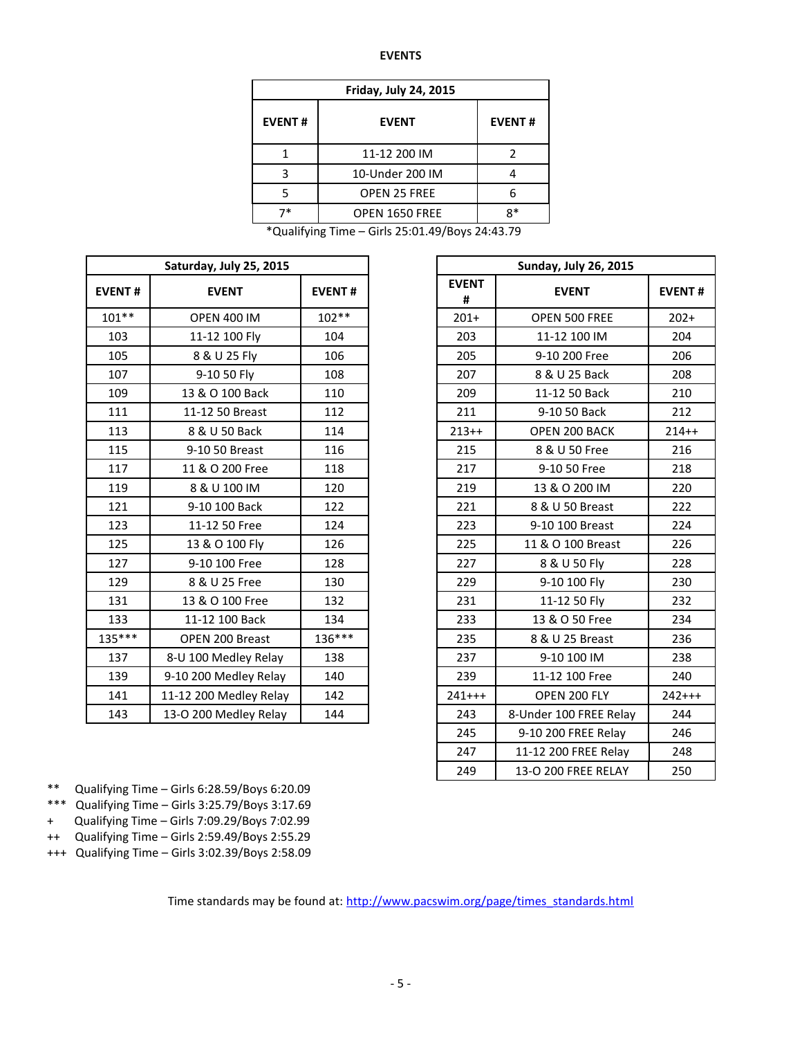# EVENTS

| Friday, July 24, 2015 | | |
|---|---|---|
| **EVENT #** | **EVENT** | **EVENT #** |
| 1 | 11-12 200 IM | 2 |
| 3 | 10-Under 200 IM | 4 |
| 5 | OPEN 25 FREE | 6 |
| 7* | OPEN 1650 FREE | 8* |

*Qualifying Time – Girls 25:01.49/Boys 24:43.79

| Saturday, July 25, 2015 | | |
|---|---|---|
| **EVENT #** | **EVENT** | **EVENT #** |
| 101** | OPEN 400 IM | 102** |
| 103 | 11-12 100 Fly | 104 |
| 105 | 8 & U 25 Fly | 106 |
| 107 | 9-10 50 Fly | 108 |
| 109 | 13 & O 100 Back | 110 |
| 111 | 11-12 50 Breast | 112 |
| 113 | 8 & U 50 Back | 114 |
| 115 | 9-10 50 Breast | 116 |
| 117 | 11 & O 200 Free | 118 |
| 119 | 8 & U 100 IM | 120 |
| 121 | 9-10 100 Back | 122 |
| 123 | 11-12 50 Free | 124 |
| 125 | 13 & O 100 Fly | 126 |
| 127 | 9-10 100 Free | 128 |
| 129 | 8 & U 25 Free | 130 |
| 131 | 13 & O 100 Free | 132 |
| 133 | 11-12 100 Back | 134 |
| 135*** | OPEN 200 Breast | 136*** |
| 137 | 8-U 100 Medley Relay | 138 |
| 139 | 9-10 200 Medley Relay | 140 |
| 141 | 11-12 200 Medley Relay | 142 |
| 143 | 13-O 200 Medley Relay | 144 |

| Sunday, July 26, 2015 | | |
|---|---|---|
| **EVENT #** | **EVENT** | **EVENT #** |
| 201+ | OPEN 500 FREE | 202+ |
| 203 | 11-12 100 IM | 204 |
| 205 | 9-10 200 Free | 206 |
| 207 | 8 & U 25 Back | 208 |
| 209 | 11-12 50 Back | 210 |
| 211 | 9-10 50 Back | 212 |
| 213++ | OPEN 200 BACK | 214++ |
| 215 | 8 & U 50 Free | 216 |
| 217 | 9-10 50 Free | 218 |
| 219 | 13 & O 200 IM | 220 |
| 221 | 8 & U 50 Breast | 222 |
| 223 | 9-10 100 Breast | 224 |
| 225 | 11 & O 100 Breast | 226 |
| 227 | 8 & U 50 Fly | 228 |
| 229 | 9-10 100 Fly | 230 |
| 231 | 11-12 50 Fly | 232 |
| 233 | 13 & O 50 Free | 234 |
| 235 | 8 & U 25 Breast | 236 |
| 237 | 9-10 100 IM | 238 |
| 239 | 11-12 100 Free | 240 |
| 241+++ | OPEN 200 FLY | 242+++ |
| 243 | 8-Under 100 FREE Relay | 244 |
| 245 | 9-10 200 FREE Relay | 246 |
| 247 | 11-12 200 FREE Relay | 248 |
| 249 | 13-O 200 FREE RELAY | 250 |

** Qualifying Time – Girls 6:28.59/Boys 6:20.09
*** Qualifying Time – Girls 3:25.79/Boys 3:17.69
+ Qualifying Time – Girls 7:09.29/Boys 7:02.99
++ Qualifying Time – Girls 2:59.49/Boys 2:55.29
+++ Qualifying Time – Girls 3:02.39/Boys 2:58.09

Time standards may be found at: http://www.pacswim.org/page/times_standards.html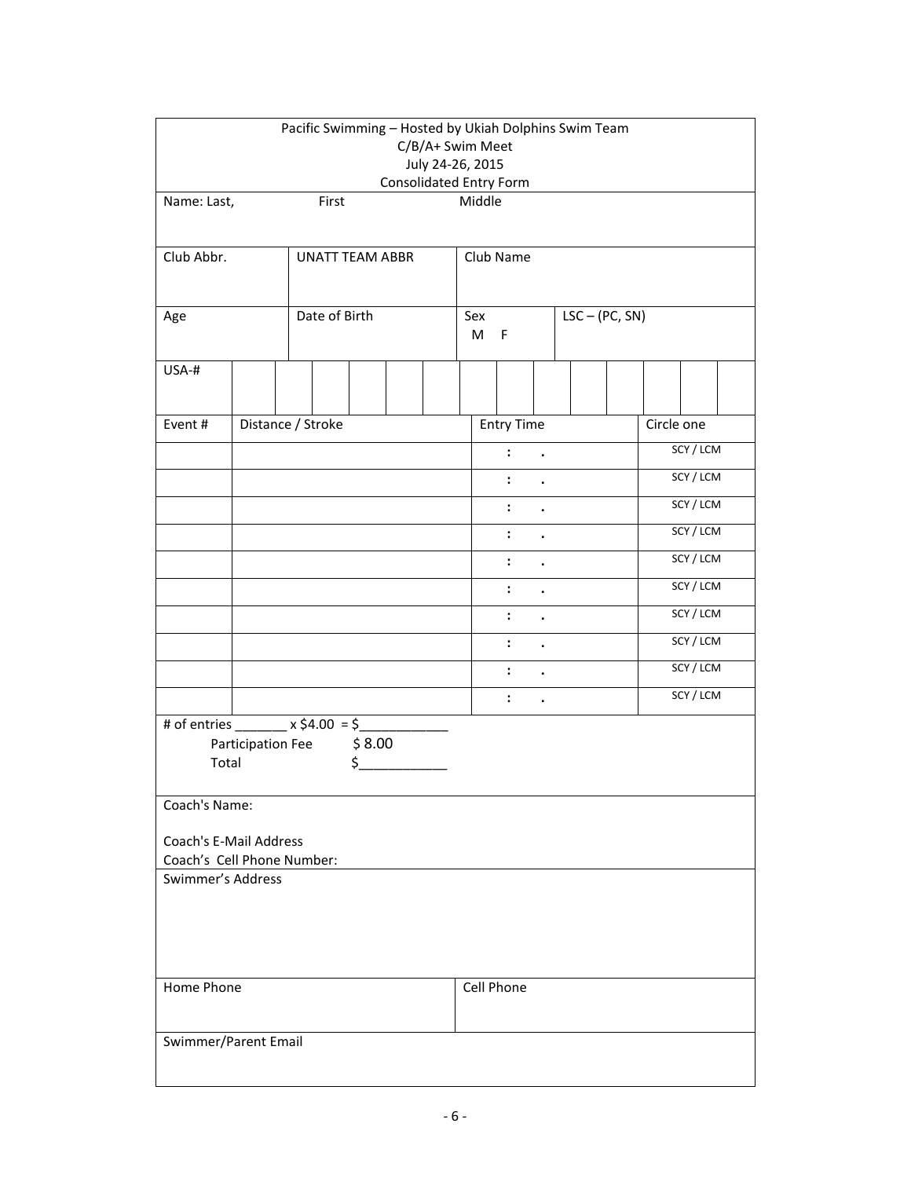Pacific Swimming – Hosted by Ukiah Dolphins Swim Team
C/B/A+ Swim Meet
July 24-26, 2015
Consolidated Entry Form

| Name: Last, | First | Middle |
|---|---|---|
| | | |

| Club Abbr. | UNATT TEAM ABBR | Club Name |
|---|---|---|
| | | |

| Age | Date of Birth | Sex M F | LSC – (PC, SN) |
|---|---|---|---|
| | | | |

| USA-# | | | | | | | | | | | | | | |
|---|---|---|---|---|---|---|---|---|---|---|---|---|---|---|
| | | | | | | | | | | | | | | |

| Event # | Distance / Stroke | Entry Time | Circle one |
|---|---|---|---|
| | | : . | SCY / LCM |
| | | : . | SCY / LCM |
| | | : . | SCY / LCM |
| | | : . | SCY / LCM |
| | | : . | SCY / LCM |
| | | : . | SCY / LCM |
| | | : . | SCY / LCM |
| | | : . | SCY / LCM |
| | | : . | SCY / LCM |
| | | : . | SCY / LCM |

# of entries _______ x $4.00 = $____________
Participation Fee $ 8.00
Total $____________

Coach's Name:

Coach's E-Mail Address
Coach's Cell Phone Number:

Swimmer's Address

| Home Phone | Cell Phone |
|---|---|
| | |

Swimmer/Parent Email